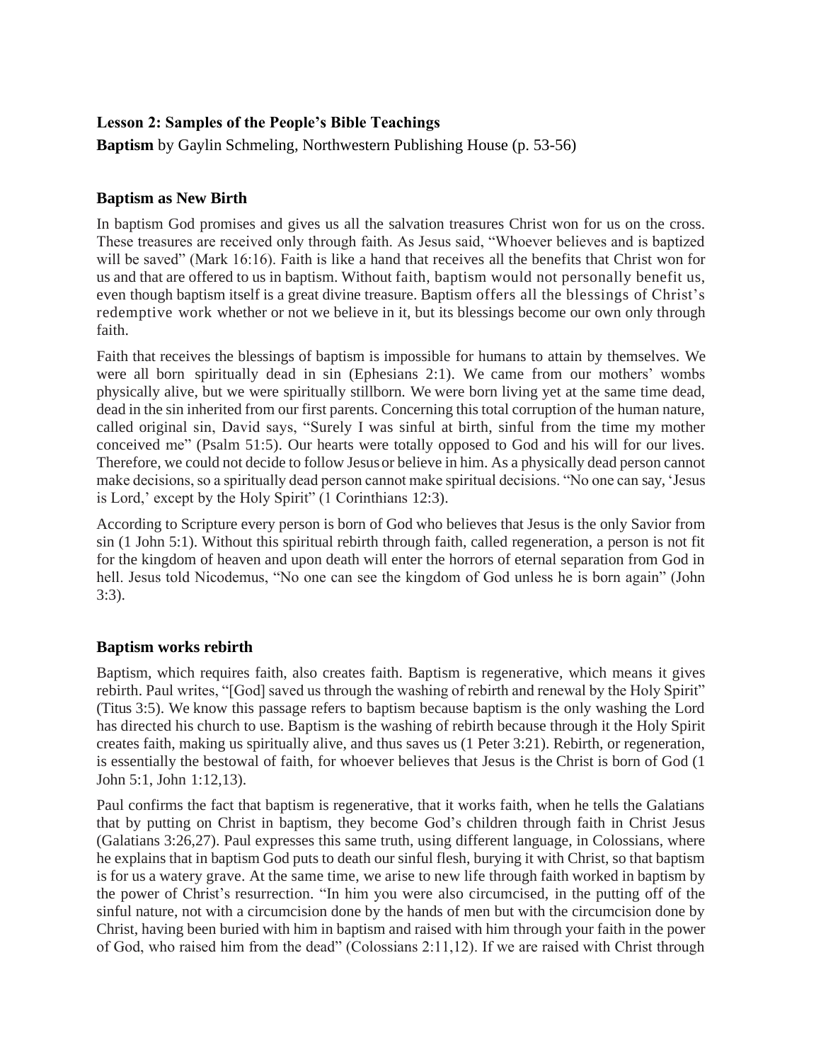**Lesson 2: Samples of the People's Bible Teachings**

**Baptism** by Gaylin Schmeling, Northwestern Publishing House (p. 53-56)

### Baptism as New Birth

In baptism God promises and gives us all the salvation treasures Christ won for us on the cross. These treasures are received only through faith. As Jesus said, "Whoever believes and is baptized will be saved" (Mark 16:16). Faith is like a hand that receives all the benefits that Christ won for us and that are offered to us in baptism. Without faith, baptism would not personally benefit us, even though baptism itself is a great divine treasure. Baptism offers all the blessings of Christ's redemptive work whether or not we believe in it, but its blessings become our own only through faith.

Faith that receives the blessings of baptism is impossible for humans to attain by themselves. We were all born spiritually dead in sin (Ephesians 2:1). We came from our mothers' wombs physically alive, but we were spiritually stillborn. We were born living yet at the same time dead, dead in the sin inherited from our first parents. Concerning this total corruption of the human nature, called original sin, David says, "Surely I was sinful at birth, sinful from the time my mother conceived me" (Psalm 51:5). Our hearts were totally opposed to God and his will for our lives. Therefore, we could not decide to follow Jesus or believe in him. As a physically dead person cannot make decisions, so a spiritually dead person cannot make spiritual decisions. "No one can say, 'Jesus is Lord,' except by the Holy Spirit" (1 Corinthians 12:3).

According to Scripture every person is born of God who believes that Jesus is the only Savior from sin (1 John 5:1). Without this spiritual rebirth through faith, called regeneration, a person is not fit for the kingdom of heaven and upon death will enter the horrors of eternal separation from God in hell. Jesus told Nicodemus, "No one can see the kingdom of God unless he is born again" (John 3:3).

### Baptism works rebirth

Baptism, which requires faith, also creates faith. Baptism is regenerative, which means it gives rebirth. Paul writes, "[God] saved us through the washing of rebirth and renewal by the Holy Spirit" (Titus 3:5). We know this passage refers to baptism because baptism is the only washing the Lord has directed his church to use. Baptism is the washing of rebirth because through it the Holy Spirit creates faith, making us spiritually alive, and thus saves us (1 Peter 3:21). Rebirth, or regeneration, is essentially the bestowal of faith, for whoever believes that Jesus is the Christ is born of God (1 John 5:1, John 1:12,13).

Paul confirms the fact that baptism is regenerative, that it works faith, when he tells the Galatians that by putting on Christ in baptism, they become God's children through faith in Christ Jesus (Galatians 3:26,27). Paul expresses this same truth, using different language, in Colossians, where he explains that in baptism God puts to death our sinful flesh, burying it with Christ, so that baptism is for us a watery grave. At the same time, we arise to new life through faith worked in baptism by the power of Christ's resurrection. "In him you were also circumcised, in the putting off of the sinful nature, not with a circumcision done by the hands of men but with the circumcision done by Christ, having been buried with him in baptism and raised with him through your faith in the power of God, who raised him from the dead" (Colossians 2:11,12). If we are raised with Christ through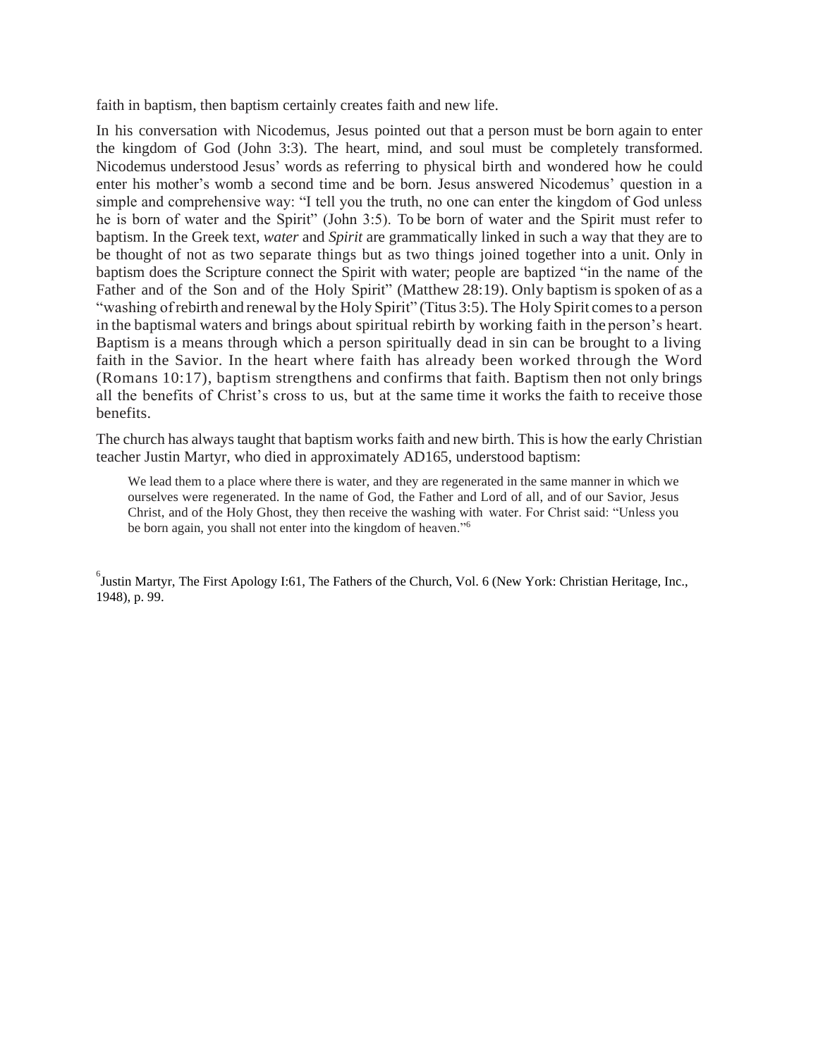faith in baptism, then baptism certainly creates faith and new life.

In his conversation with Nicodemus, Jesus pointed out that a person must be born again to enter the kingdom of God (John 3:3). The heart, mind, and soul must be completely transformed. Nicodemus understood Jesus' words as referring to physical birth and wondered how he could enter his mother's womb a second time and be born. Jesus answered Nicodemus' question in a simple and comprehensive way: "I tell you the truth, no one can enter the kingdom of God unless he is born of water and the Spirit" (John 3:5). To be born of water and the Spirit must refer to baptism. In the Greek text, *water* and *Spirit* are grammatically linked in such a way that they are to be thought of not as two separate things but as two things joined together into a unit. Only in baptism does the Scripture connect the Spirit with water; people are baptized "in the name of the Father and of the Son and of the Holy Spirit" (Matthew 28:19). Only baptism is spoken of as a "washing of rebirth and renewal by the Holy Spirit" (Titus 3:5). The Holy Spirit comes to a person in the baptismal waters and brings about spiritual rebirth by working faith in the person's heart. Baptism is a means through which a person spiritually dead in sin can be brought to a living faith in the Savior. In the heart where faith has already been worked through the Word (Romans 10:17), baptism strengthens and confirms that faith. Baptism then not only brings all the benefits of Christ's cross to us, but at the same time it works the faith to receive those benefits.

The church has always taught that baptism works faith and new birth. This is how the early Christian teacher Justin Martyr, who died in approximately AD165, understood baptism:

> We lead them to a place where there is water, and they are regenerated in the same manner in which we ourselves were regenerated. In the name of God, the Father and Lord of all, and of our Savior, Jesus Christ, and of the Holy Ghost, they then receive the washing with water. For Christ said: "Unless you be born again, you shall not enter into the kingdom of heaven."[6]

[6] Justin Martyr, The First Apology I:61, The Fathers of the Church, Vol. 6 (New York: Christian Heritage, Inc., 1948), p. 99.